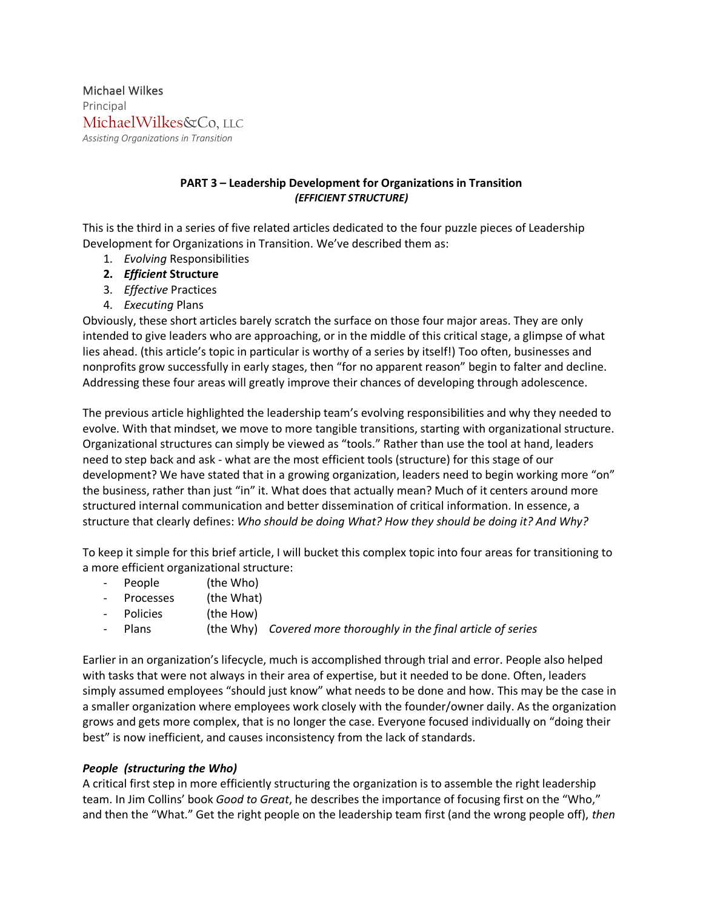Michael Wilkes
Principal
MichaelWilkes&Co, LLC
*Assisting Organizations in Transition*

## PART 3 – Leadership Development for Organizations in Transition
### *(EFFICIENT STRUCTURE)*

This is the third in a series of five related articles dedicated to the four puzzle pieces of Leadership Development for Organizations in Transition. We've described them as:

1. *Evolving* Responsibilities
2. ***Efficient* Structure**
3. *Effective* Practices
4. *Executing* Plans

Obviously, these short articles barely scratch the surface on those four major areas. They are only intended to give leaders who are approaching, or in the middle of this critical stage, a glimpse of what lies ahead. (this article's topic in particular is worthy of a series by itself!) Too often, businesses and nonprofits grow successfully in early stages, then "for no apparent reason" begin to falter and decline. Addressing these four areas will greatly improve their chances of developing through adolescence.

The previous article highlighted the leadership team's evolving responsibilities and why they needed to evolve. With that mindset, we move to more tangible transitions, starting with organizational structure. Organizational structures can simply be viewed as "tools." Rather than use the tool at hand, leaders need to step back and ask - what are the most efficient tools (structure) for this stage of our development? We have stated that in a growing organization, leaders need to begin working more "on" the business, rather than just "in" it. What does that actually mean? Much of it centers around more structured internal communication and better dissemination of critical information. In essence, a structure that clearly defines: *Who should be doing What? How they should be doing it? And Why?*

To keep it simple for this brief article, I will bucket this complex topic into four areas for transitioning to a more efficient organizational structure:

- People (the Who)
- Processes (the What)
- Policies (the How)
- Plans (the Why) *Covered more thoroughly in the final article of series*

Earlier in an organization's lifecycle, much is accomplished through trial and error. People also helped with tasks that were not always in their area of expertise, but it needed to be done. Often, leaders simply assumed employees "should just know" what needs to be done and how. This may be the case in a smaller organization where employees work closely with the founder/owner daily. As the organization grows and gets more complex, that is no longer the case. Everyone focused individually on "doing their best" is now inefficient, and causes inconsistency from the lack of standards.

***People (structuring the Who)***

A critical first step in more efficiently structuring the organization is to assemble the right leadership team. In Jim Collins' book *Good to Great*, he describes the importance of focusing first on the "Who," and then the "What." Get the right people on the leadership team first (and the wrong people off), *then*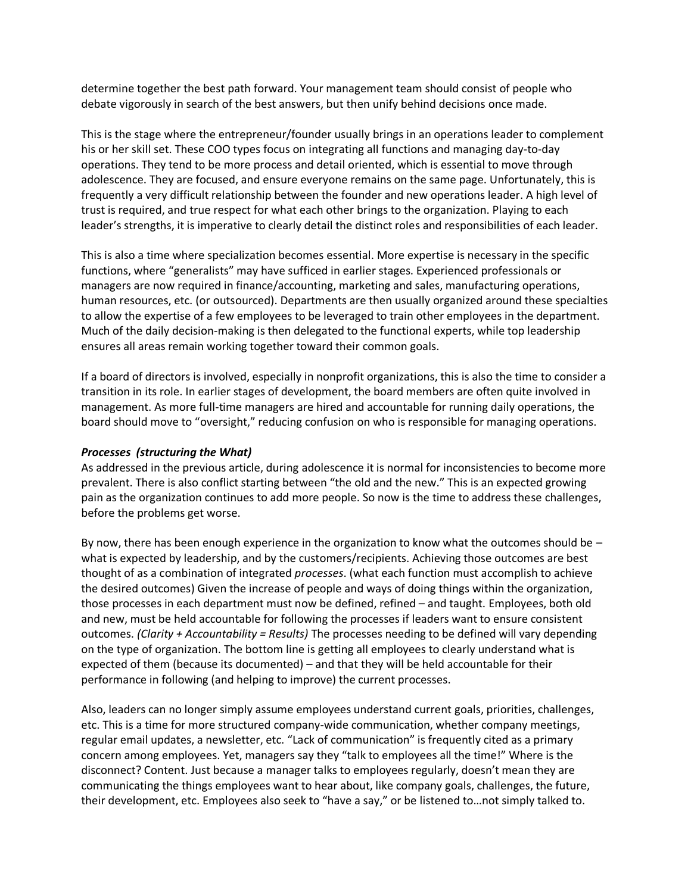determine together the best path forward. Your management team should consist of people who debate vigorously in search of the best answers, but then unify behind decisions once made.

This is the stage where the entrepreneur/founder usually brings in an operations leader to complement his or her skill set. These COO types focus on integrating all functions and managing day-to-day operations. They tend to be more process and detail oriented, which is essential to move through adolescence. They are focused, and ensure everyone remains on the same page. Unfortunately, this is frequently a very difficult relationship between the founder and new operations leader. A high level of trust is required, and true respect for what each other brings to the organization. Playing to each leader's strengths, it is imperative to clearly detail the distinct roles and responsibilities of each leader.

This is also a time where specialization becomes essential. More expertise is necessary in the specific functions, where "generalists" may have sufficed in earlier stages. Experienced professionals or managers are now required in finance/accounting, marketing and sales, manufacturing operations, human resources, etc. (or outsourced). Departments are then usually organized around these specialties to allow the expertise of a few employees to be leveraged to train other employees in the department. Much of the daily decision-making is then delegated to the functional experts, while top leadership ensures all areas remain working together toward their common goals.

If a board of directors is involved, especially in nonprofit organizations, this is also the time to consider a transition in its role. In earlier stages of development, the board members are often quite involved in management. As more full-time managers are hired and accountable for running daily operations, the board should move to "oversight," reducing confusion on who is responsible for managing operations.

***Processes (structuring the What)***

As addressed in the previous article, during adolescence it is normal for inconsistencies to become more prevalent. There is also conflict starting between "the old and the new." This is an expected growing pain as the organization continues to add more people. So now is the time to address these challenges, before the problems get worse.

By now, there has been enough experience in the organization to know what the outcomes should be – what is expected by leadership, and by the customers/recipients. Achieving those outcomes are best thought of as a combination of integrated *processes*. (what each function must accomplish to achieve the desired outcomes) Given the increase of people and ways of doing things within the organization, those processes in each department must now be defined, refined – and taught. Employees, both old and new, must be held accountable for following the processes if leaders want to ensure consistent outcomes. *(Clarity + Accountability = Results)* The processes needing to be defined will vary depending on the type of organization. The bottom line is getting all employees to clearly understand what is expected of them (because its documented) – and that they will be held accountable for their performance in following (and helping to improve) the current processes.

Also, leaders can no longer simply assume employees understand current goals, priorities, challenges, etc. This is a time for more structured company-wide communication, whether company meetings, regular email updates, a newsletter, etc. "Lack of communication" is frequently cited as a primary concern among employees. Yet, managers say they "talk to employees all the time!" Where is the disconnect? Content. Just because a manager talks to employees regularly, doesn't mean they are communicating the things employees want to hear about, like company goals, challenges, the future, their development, etc. Employees also seek to "have a say," or be listened to…not simply talked to.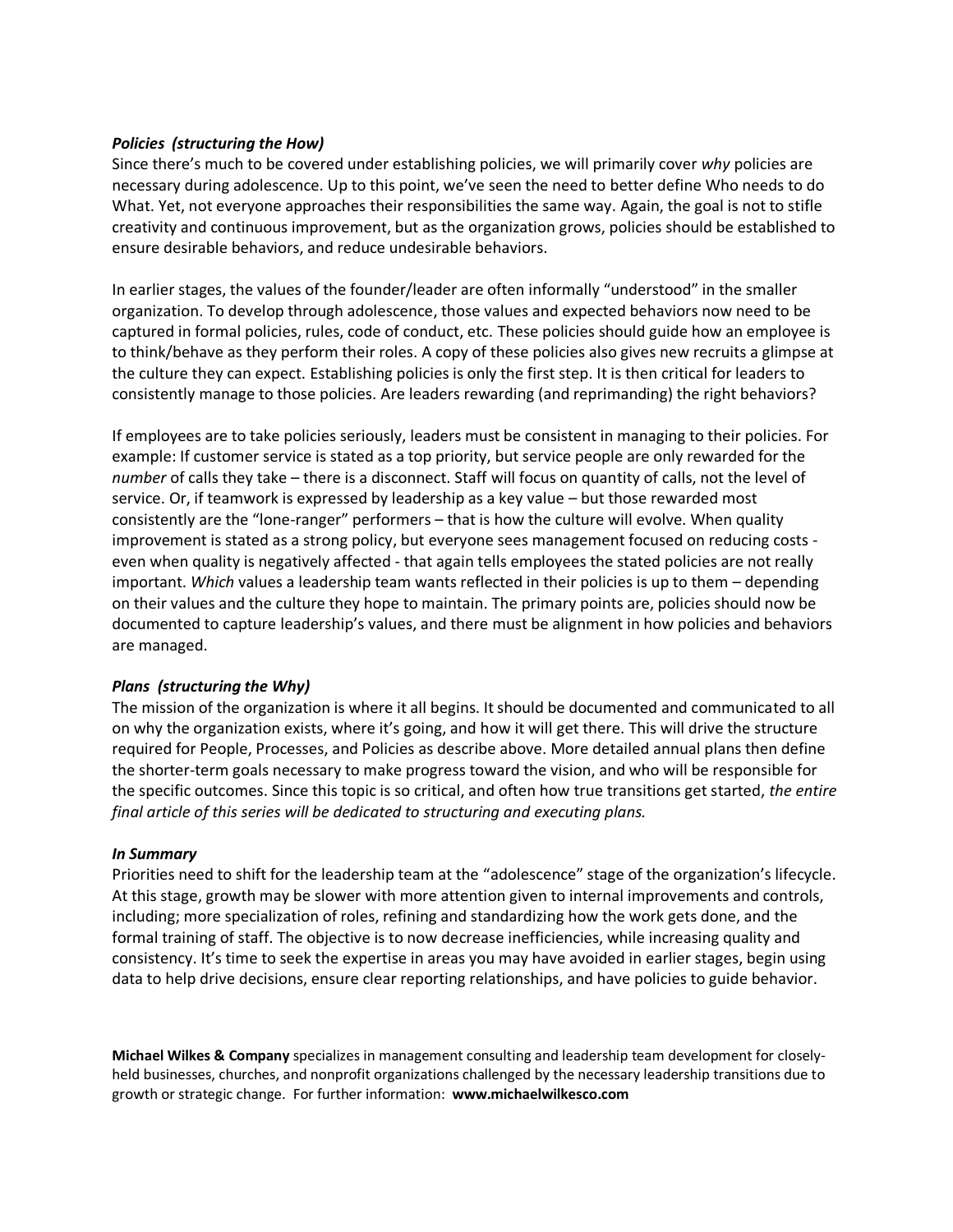***Policies (structuring the How)***

Since there's much to be covered under establishing policies, we will primarily cover *why* policies are necessary during adolescence. Up to this point, we've seen the need to better define Who needs to do What. Yet, not everyone approaches their responsibilities the same way. Again, the goal is not to stifle creativity and continuous improvement, but as the organization grows, policies should be established to ensure desirable behaviors, and reduce undesirable behaviors.

In earlier stages, the values of the founder/leader are often informally "understood" in the smaller organization. To develop through adolescence, those values and expected behaviors now need to be captured in formal policies, rules, code of conduct, etc. These policies should guide how an employee is to think/behave as they perform their roles. A copy of these policies also gives new recruits a glimpse at the culture they can expect. Establishing policies is only the first step. It is then critical for leaders to consistently manage to those policies. Are leaders rewarding (and reprimanding) the right behaviors?

If employees are to take policies seriously, leaders must be consistent in managing to their policies. For example: If customer service is stated as a top priority, but service people are only rewarded for the *number* of calls they take – there is a disconnect. Staff will focus on quantity of calls, not the level of service. Or, if teamwork is expressed by leadership as a key value – but those rewarded most consistently are the "lone-ranger" performers – that is how the culture will evolve. When quality improvement is stated as a strong policy, but everyone sees management focused on reducing costs - even when quality is negatively affected - that again tells employees the stated policies are not really important. *Which* values a leadership team wants reflected in their policies is up to them – depending on their values and the culture they hope to maintain. The primary points are, policies should now be documented to capture leadership's values, and there must be alignment in how policies and behaviors are managed.

***Plans (structuring the Why)***

The mission of the organization is where it all begins. It should be documented and communicated to all on why the organization exists, where it's going, and how it will get there. This will drive the structure required for People, Processes, and Policies as describe above. More detailed annual plans then define the shorter-term goals necessary to make progress toward the vision, and who will be responsible for the specific outcomes. Since this topic is so critical, and often how true transitions get started, *the entire final article of this series will be dedicated to structuring and executing plans.*

***In Summary***

Priorities need to shift for the leadership team at the "adolescence" stage of the organization's lifecycle. At this stage, growth may be slower with more attention given to internal improvements and controls, including; more specialization of roles, refining and standardizing how the work gets done, and the formal training of staff. The objective is to now decrease inefficiencies, while increasing quality and consistency. It's time to seek the expertise in areas you may have avoided in earlier stages, begin using data to help drive decisions, ensure clear reporting relationships, and have policies to guide behavior.

**Michael Wilkes & Company** specializes in management consulting and leadership team development for closely-held businesses, churches, and nonprofit organizations challenged by the necessary leadership transitions due to growth or strategic change. For further information: **www.michaelwilkesco.com**